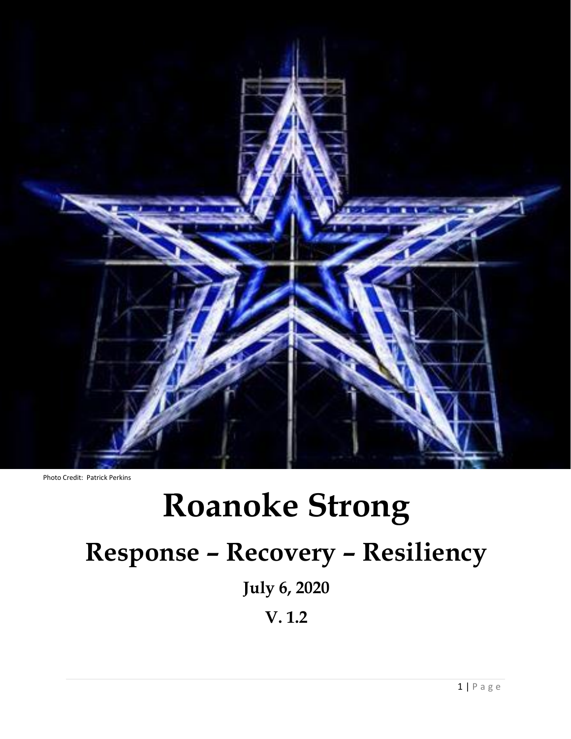Photo Credit: Patrick Perkins

# Roanoke Strong

## Response – Recovery – Resiliency

### July 6, 2020

### V. 1.2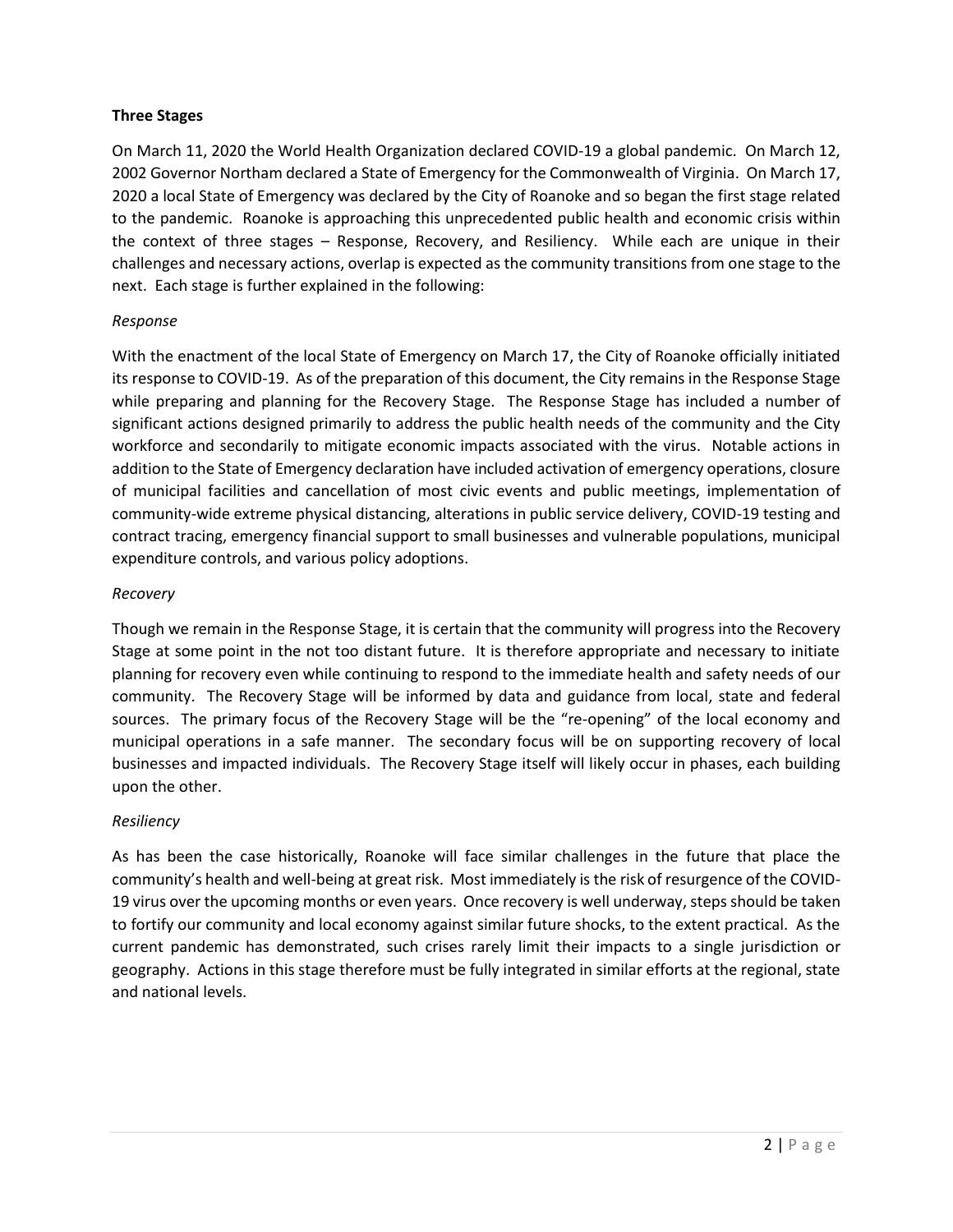**Three Stages**

On March 11, 2020 the World Health Organization declared COVID-19 a global pandemic. On March 12, 2002 Governor Northam declared a State of Emergency for the Commonwealth of Virginia. On March 17, 2020 a local State of Emergency was declared by the City of Roanoke and so began the first stage related to the pandemic. Roanoke is approaching this unprecedented public health and economic crisis within the context of three stages – Response, Recovery, and Resiliency. While each are unique in their challenges and necessary actions, overlap is expected as the community transitions from one stage to the next. Each stage is further explained in the following:

*Response*

With the enactment of the local State of Emergency on March 17, the City of Roanoke officially initiated its response to COVID-19. As of the preparation of this document, the City remains in the Response Stage while preparing and planning for the Recovery Stage. The Response Stage has included a number of significant actions designed primarily to address the public health needs of the community and the City workforce and secondarily to mitigate economic impacts associated with the virus. Notable actions in addition to the State of Emergency declaration have included activation of emergency operations, closure of municipal facilities and cancellation of most civic events and public meetings, implementation of community-wide extreme physical distancing, alterations in public service delivery, COVID-19 testing and contract tracing, emergency financial support to small businesses and vulnerable populations, municipal expenditure controls, and various policy adoptions.

*Recovery*

Though we remain in the Response Stage, it is certain that the community will progress into the Recovery Stage at some point in the not too distant future. It is therefore appropriate and necessary to initiate planning for recovery even while continuing to respond to the immediate health and safety needs of our community. The Recovery Stage will be informed by data and guidance from local, state and federal sources. The primary focus of the Recovery Stage will be the "re-opening" of the local economy and municipal operations in a safe manner. The secondary focus will be on supporting recovery of local businesses and impacted individuals. The Recovery Stage itself will likely occur in phases, each building upon the other.

*Resiliency*

As has been the case historically, Roanoke will face similar challenges in the future that place the community's health and well-being at great risk. Most immediately is the risk of resurgence of the COVID-19 virus over the upcoming months or even years. Once recovery is well underway, steps should be taken to fortify our community and local economy against similar future shocks, to the extent practical. As the current pandemic has demonstrated, such crises rarely limit their impacts to a single jurisdiction or geography. Actions in this stage therefore must be fully integrated in similar efforts at the regional, state and national levels.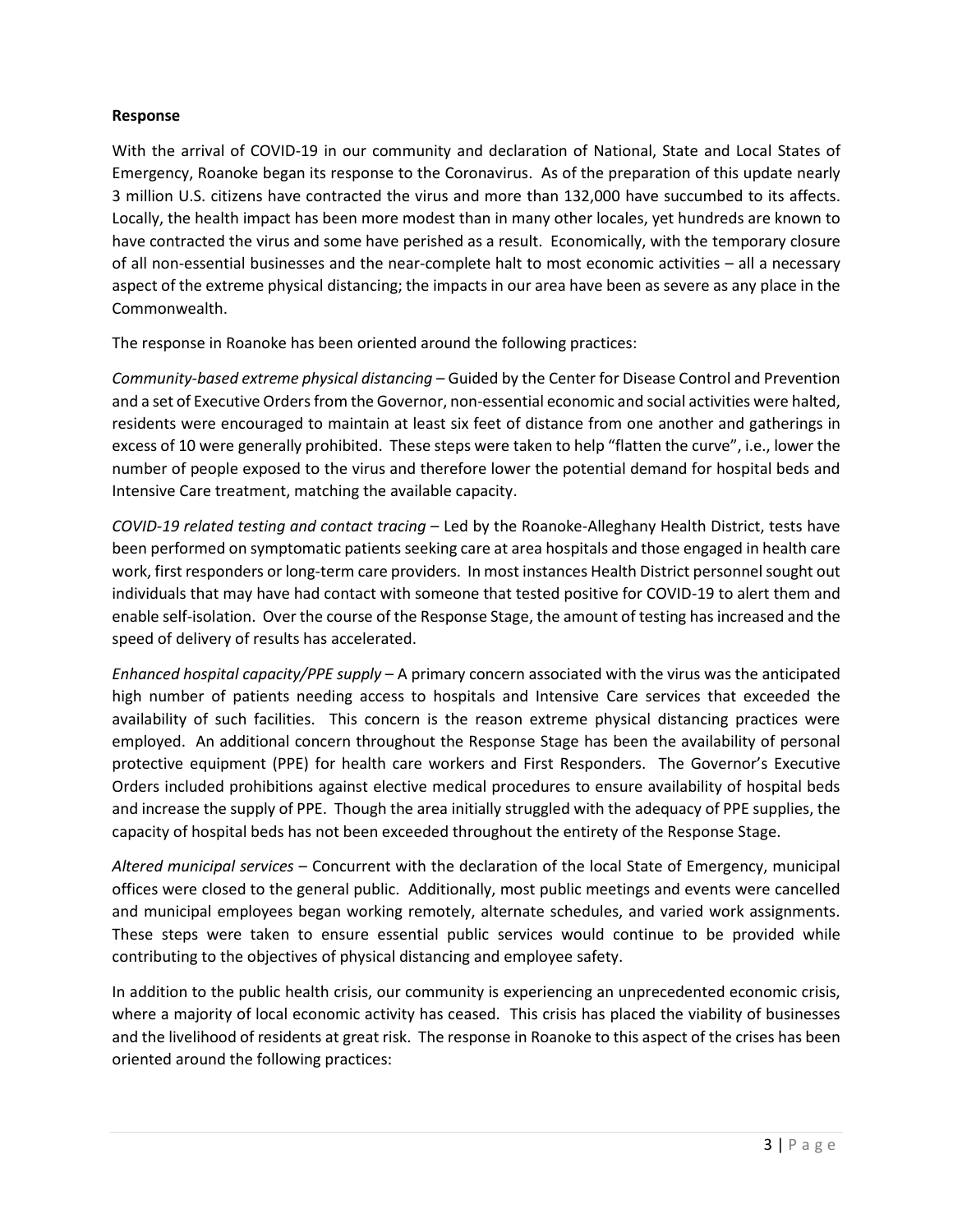**Response**

With the arrival of COVID-19 in our community and declaration of National, State and Local States of Emergency, Roanoke began its response to the Coronavirus. As of the preparation of this update nearly 3 million U.S. citizens have contracted the virus and more than 132,000 have succumbed to its affects. Locally, the health impact has been more modest than in many other locales, yet hundreds are known to have contracted the virus and some have perished as a result. Economically, with the temporary closure of all non-essential businesses and the near-complete halt to most economic activities – all a necessary aspect of the extreme physical distancing; the impacts in our area have been as severe as any place in the Commonwealth.

The response in Roanoke has been oriented around the following practices:

*Community-based extreme physical distancing* – Guided by the Center for Disease Control and Prevention and a set of Executive Orders from the Governor, non-essential economic and social activities were halted, residents were encouraged to maintain at least six feet of distance from one another and gatherings in excess of 10 were generally prohibited. These steps were taken to help "flatten the curve", i.e., lower the number of people exposed to the virus and therefore lower the potential demand for hospital beds and Intensive Care treatment, matching the available capacity.

*COVID-19 related testing and contact tracing* – Led by the Roanoke-Alleghany Health District, tests have been performed on symptomatic patients seeking care at area hospitals and those engaged in health care work, first responders or long-term care providers. In most instances Health District personnel sought out individuals that may have had contact with someone that tested positive for COVID-19 to alert them and enable self-isolation. Over the course of the Response Stage, the amount of testing has increased and the speed of delivery of results has accelerated.

*Enhanced hospital capacity/PPE supply* – A primary concern associated with the virus was the anticipated high number of patients needing access to hospitals and Intensive Care services that exceeded the availability of such facilities. This concern is the reason extreme physical distancing practices were employed. An additional concern throughout the Response Stage has been the availability of personal protective equipment (PPE) for health care workers and First Responders. The Governor's Executive Orders included prohibitions against elective medical procedures to ensure availability of hospital beds and increase the supply of PPE. Though the area initially struggled with the adequacy of PPE supplies, the capacity of hospital beds has not been exceeded throughout the entirety of the Response Stage.

*Altered municipal services* – Concurrent with the declaration of the local State of Emergency, municipal offices were closed to the general public. Additionally, most public meetings and events were cancelled and municipal employees began working remotely, alternate schedules, and varied work assignments. These steps were taken to ensure essential public services would continue to be provided while contributing to the objectives of physical distancing and employee safety.

In addition to the public health crisis, our community is experiencing an unprecedented economic crisis, where a majority of local economic activity has ceased. This crisis has placed the viability of businesses and the livelihood of residents at great risk. The response in Roanoke to this aspect of the crises has been oriented around the following practices: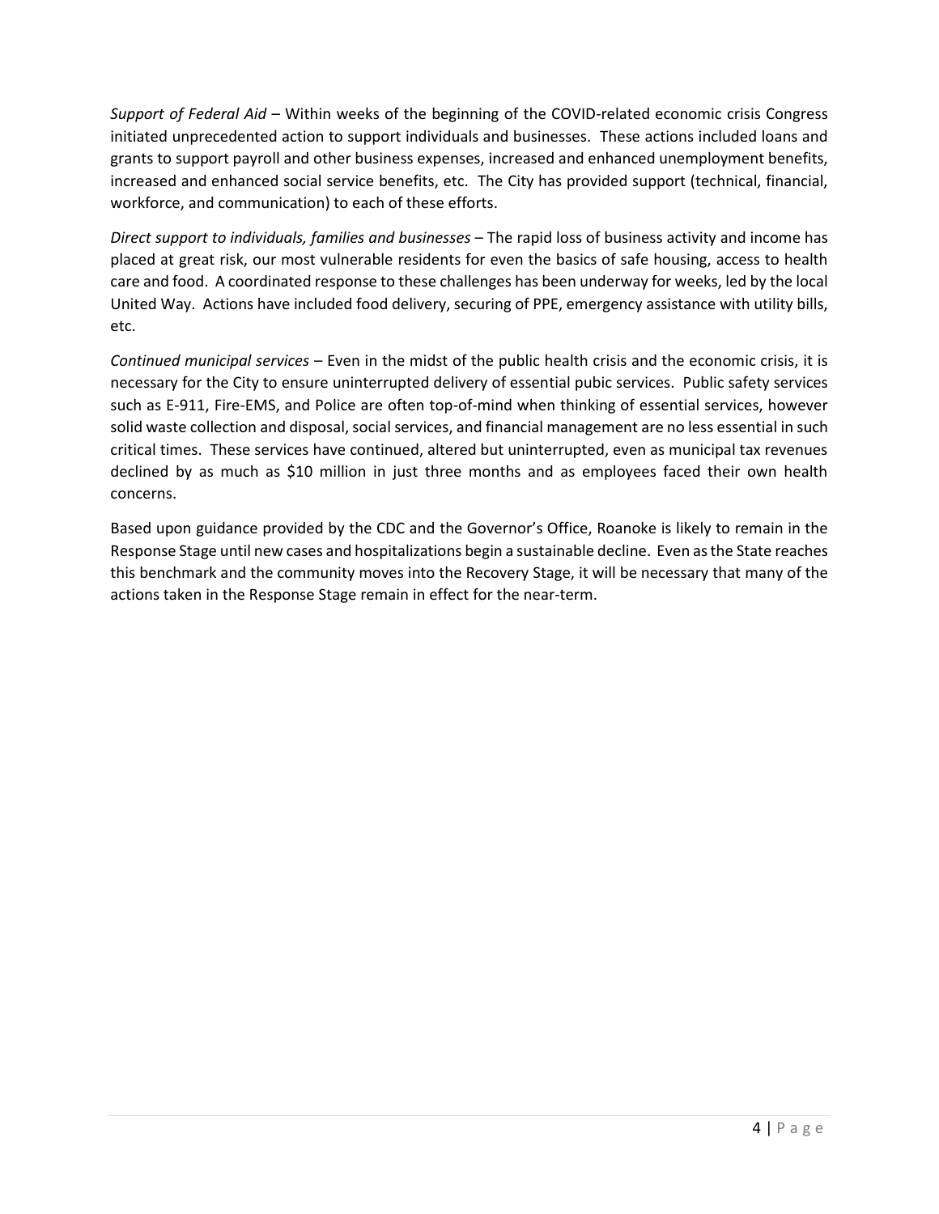*Support of Federal Aid* – Within weeks of the beginning of the COVID-related economic crisis Congress initiated unprecedented action to support individuals and businesses. These actions included loans and grants to support payroll and other business expenses, increased and enhanced unemployment benefits, increased and enhanced social service benefits, etc. The City has provided support (technical, financial, workforce, and communication) to each of these efforts.

*Direct support to individuals, families and businesses* – The rapid loss of business activity and income has placed at great risk, our most vulnerable residents for even the basics of safe housing, access to health care and food. A coordinated response to these challenges has been underway for weeks, led by the local United Way. Actions have included food delivery, securing of PPE, emergency assistance with utility bills, etc.

*Continued municipal services* – Even in the midst of the public health crisis and the economic crisis, it is necessary for the City to ensure uninterrupted delivery of essential pubic services. Public safety services such as E-911, Fire-EMS, and Police are often top-of-mind when thinking of essential services, however solid waste collection and disposal, social services, and financial management are no less essential in such critical times. These services have continued, altered but uninterrupted, even as municipal tax revenues declined by as much as $10 million in just three months and as employees faced their own health concerns.

Based upon guidance provided by the CDC and the Governor's Office, Roanoke is likely to remain in the Response Stage until new cases and hospitalizations begin a sustainable decline. Even as the State reaches this benchmark and the community moves into the Recovery Stage, it will be necessary that many of the actions taken in the Response Stage remain in effect for the near-term.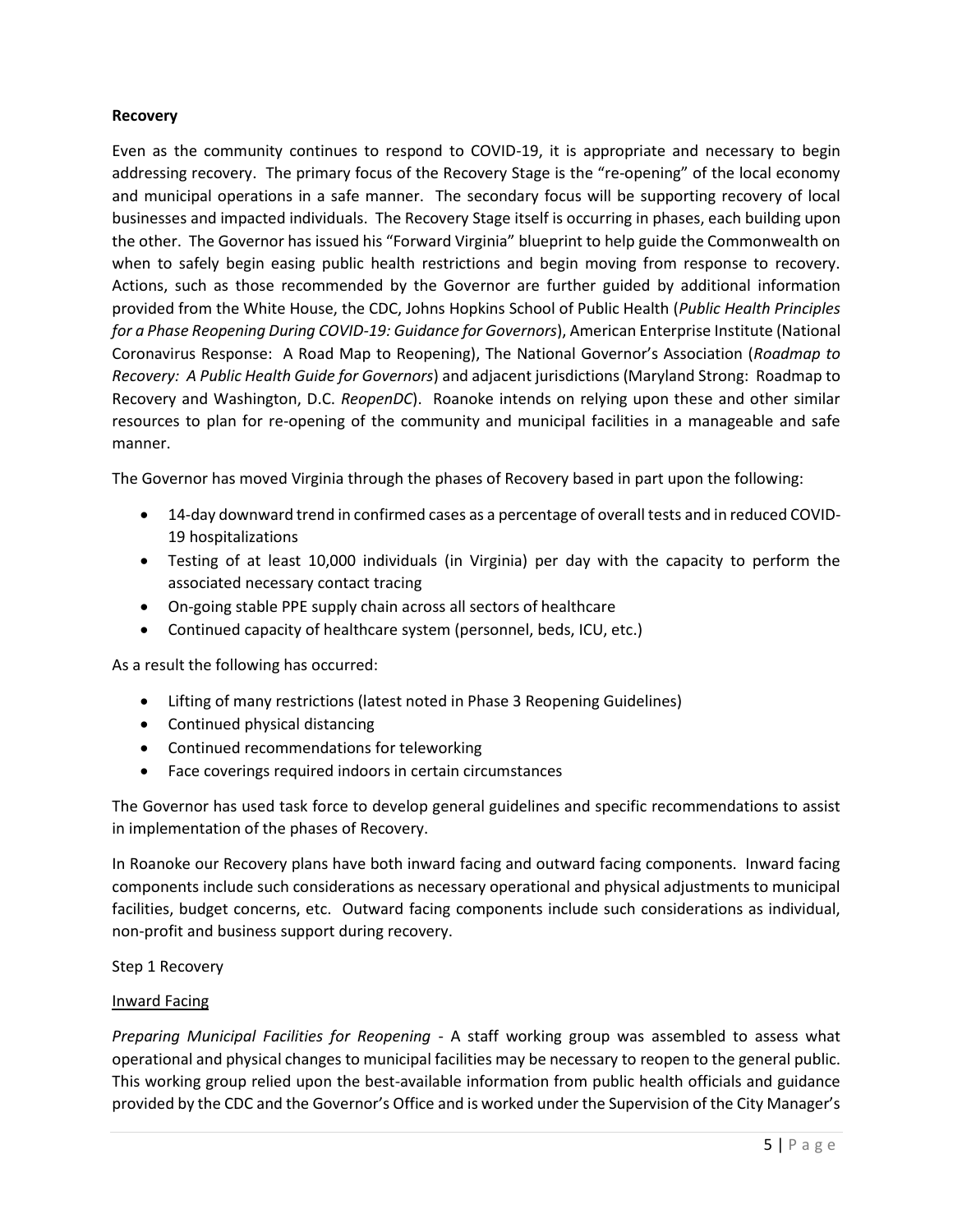**Recovery**

Even as the community continues to respond to COVID-19, it is appropriate and necessary to begin addressing recovery. The primary focus of the Recovery Stage is the "re-opening" of the local economy and municipal operations in a safe manner. The secondary focus will be supporting recovery of local businesses and impacted individuals. The Recovery Stage itself is occurring in phases, each building upon the other. The Governor has issued his "Forward Virginia" blueprint to help guide the Commonwealth on when to safely begin easing public health restrictions and begin moving from response to recovery. Actions, such as those recommended by the Governor are further guided by additional information provided from the White House, the CDC, Johns Hopkins School of Public Health (*Public Health Principles for a Phase Reopening During COVID-19: Guidance for Governors*), American Enterprise Institute (National Coronavirus Response: A Road Map to Reopening), The National Governor's Association (*Roadmap to Recovery: A Public Health Guide for Governors*) and adjacent jurisdictions (Maryland Strong: Roadmap to Recovery and Washington, D.C. *ReopenDC*). Roanoke intends on relying upon these and other similar resources to plan for re-opening of the community and municipal facilities in a manageable and safe manner.

The Governor has moved Virginia through the phases of Recovery based in part upon the following:

- 14-day downward trend in confirmed cases as a percentage of overall tests and in reduced COVID-19 hospitalizations
- Testing of at least 10,000 individuals (in Virginia) per day with the capacity to perform the associated necessary contact tracing
- On-going stable PPE supply chain across all sectors of healthcare
- Continued capacity of healthcare system (personnel, beds, ICU, etc.)

As a result the following has occurred:

- Lifting of many restrictions (latest noted in Phase 3 Reopening Guidelines)
- Continued physical distancing
- Continued recommendations for teleworking
- Face coverings required indoors in certain circumstances

The Governor has used task force to develop general guidelines and specific recommendations to assist in implementation of the phases of Recovery.

In Roanoke our Recovery plans have both inward facing and outward facing components. Inward facing components include such considerations as necessary operational and physical adjustments to municipal facilities, budget concerns, etc. Outward facing components include such considerations as individual, non-profit and business support during recovery.

Step 1 Recovery

Inward Facing

*Preparing Municipal Facilities for Reopening* - A staff working group was assembled to assess what operational and physical changes to municipal facilities may be necessary to reopen to the general public. This working group relied upon the best-available information from public health officials and guidance provided by the CDC and the Governor's Office and is worked under the Supervision of the City Manager's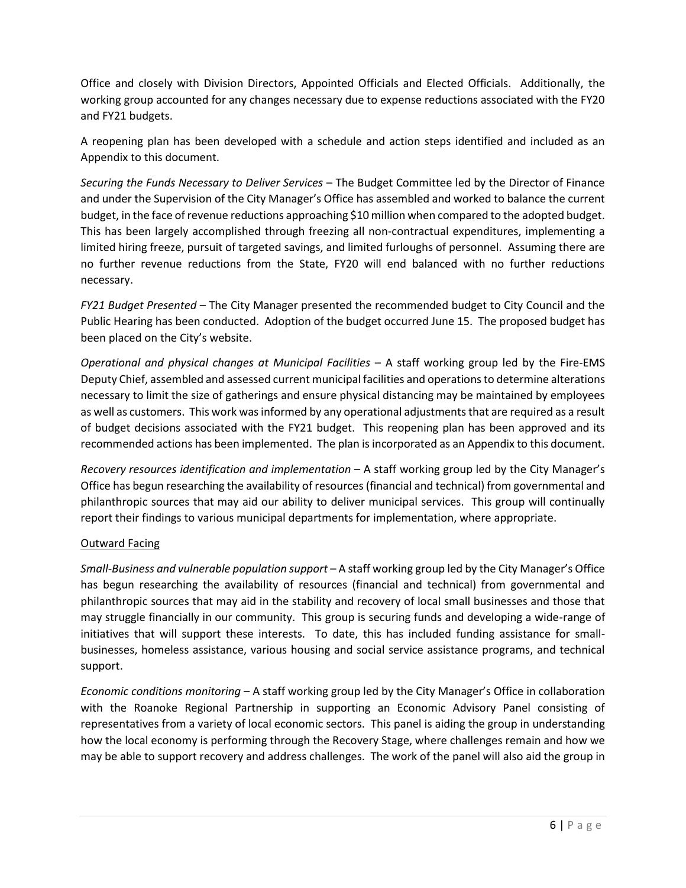Office and closely with Division Directors, Appointed Officials and Elected Officials. Additionally, the working group accounted for any changes necessary due to expense reductions associated with the FY20 and FY21 budgets.

A reopening plan has been developed with a schedule and action steps identified and included as an Appendix to this document.

*Securing the Funds Necessary to Deliver Services* – The Budget Committee led by the Director of Finance and under the Supervision of the City Manager's Office has assembled and worked to balance the current budget, in the face of revenue reductions approaching $10 million when compared to the adopted budget. This has been largely accomplished through freezing all non-contractual expenditures, implementing a limited hiring freeze, pursuit of targeted savings, and limited furloughs of personnel. Assuming there are no further revenue reductions from the State, FY20 will end balanced with no further reductions necessary.

*FY21 Budget Presented* – The City Manager presented the recommended budget to City Council and the Public Hearing has been conducted. Adoption of the budget occurred June 15. The proposed budget has been placed on the City's website.

*Operational and physical changes at Municipal Facilities* – A staff working group led by the Fire-EMS Deputy Chief, assembled and assessed current municipal facilities and operations to determine alterations necessary to limit the size of gatherings and ensure physical distancing may be maintained by employees as well as customers. This work was informed by any operational adjustments that are required as a result of budget decisions associated with the FY21 budget. This reopening plan has been approved and its recommended actions has been implemented. The plan is incorporated as an Appendix to this document.

*Recovery resources identification and implementation* – A staff working group led by the City Manager's Office has begun researching the availability of resources (financial and technical) from governmental and philanthropic sources that may aid our ability to deliver municipal services. This group will continually report their findings to various municipal departments for implementation, where appropriate.

<u>Outward Facing</u>

*Small-Business and vulnerable population support* – A staff working group led by the City Manager's Office has begun researching the availability of resources (financial and technical) from governmental and philanthropic sources that may aid in the stability and recovery of local small businesses and those that may struggle financially in our community. This group is securing funds and developing a wide-range of initiatives that will support these interests. To date, this has included funding assistance for small-businesses, homeless assistance, various housing and social service assistance programs, and technical support.

*Economic conditions monitoring* – A staff working group led by the City Manager's Office in collaboration with the Roanoke Regional Partnership in supporting an Economic Advisory Panel consisting of representatives from a variety of local economic sectors. This panel is aiding the group in understanding how the local economy is performing through the Recovery Stage, where challenges remain and how we may be able to support recovery and address challenges. The work of the panel will also aid the group in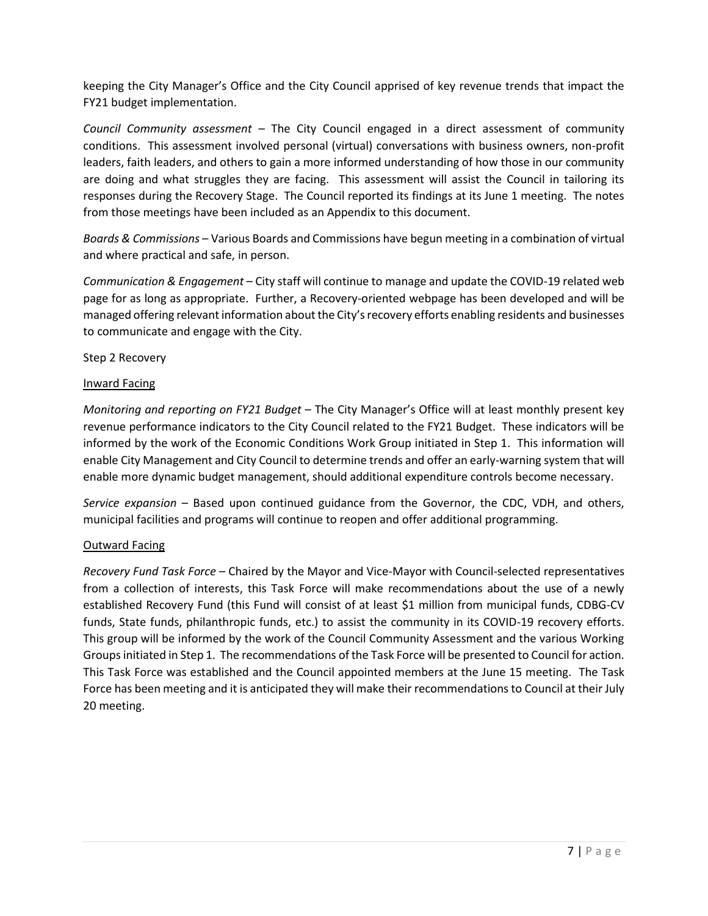keeping the City Manager's Office and the City Council apprised of key revenue trends that impact the FY21 budget implementation.

*Council Community assessment* – The City Council engaged in a direct assessment of community conditions. This assessment involved personal (virtual) conversations with business owners, non-profit leaders, faith leaders, and others to gain a more informed understanding of how those in our community are doing and what struggles they are facing. This assessment will assist the Council in tailoring its responses during the Recovery Stage. The Council reported its findings at its June 1 meeting. The notes from those meetings have been included as an Appendix to this document.

*Boards & Commissions* – Various Boards and Commissions have begun meeting in a combination of virtual and where practical and safe, in person.

*Communication & Engagement* – City staff will continue to manage and update the COVID-19 related web page for as long as appropriate. Further, a Recovery-oriented webpage has been developed and will be managed offering relevant information about the City's recovery efforts enabling residents and businesses to communicate and engage with the City.

Step 2 Recovery

<u>Inward Facing</u>

*Monitoring and reporting on FY21 Budget* – The City Manager's Office will at least monthly present key revenue performance indicators to the City Council related to the FY21 Budget. These indicators will be informed by the work of the Economic Conditions Work Group initiated in Step 1. This information will enable City Management and City Council to determine trends and offer an early-warning system that will enable more dynamic budget management, should additional expenditure controls become necessary.

*Service expansion* – Based upon continued guidance from the Governor, the CDC, VDH, and others, municipal facilities and programs will continue to reopen and offer additional programming.

<u>Outward Facing</u>

*Recovery Fund Task Force* – Chaired by the Mayor and Vice-Mayor with Council-selected representatives from a collection of interests, this Task Force will make recommendations about the use of a newly established Recovery Fund (this Fund will consist of at least $1 million from municipal funds, CDBG-CV funds, State funds, philanthropic funds, etc.) to assist the community in its COVID-19 recovery efforts. This group will be informed by the work of the Council Community Assessment and the various Working Groups initiated in Step 1. The recommendations of the Task Force will be presented to Council for action. This Task Force was established and the Council appointed members at the June 15 meeting. The Task Force has been meeting and it is anticipated they will make their recommendations to Council at their July 20 meeting.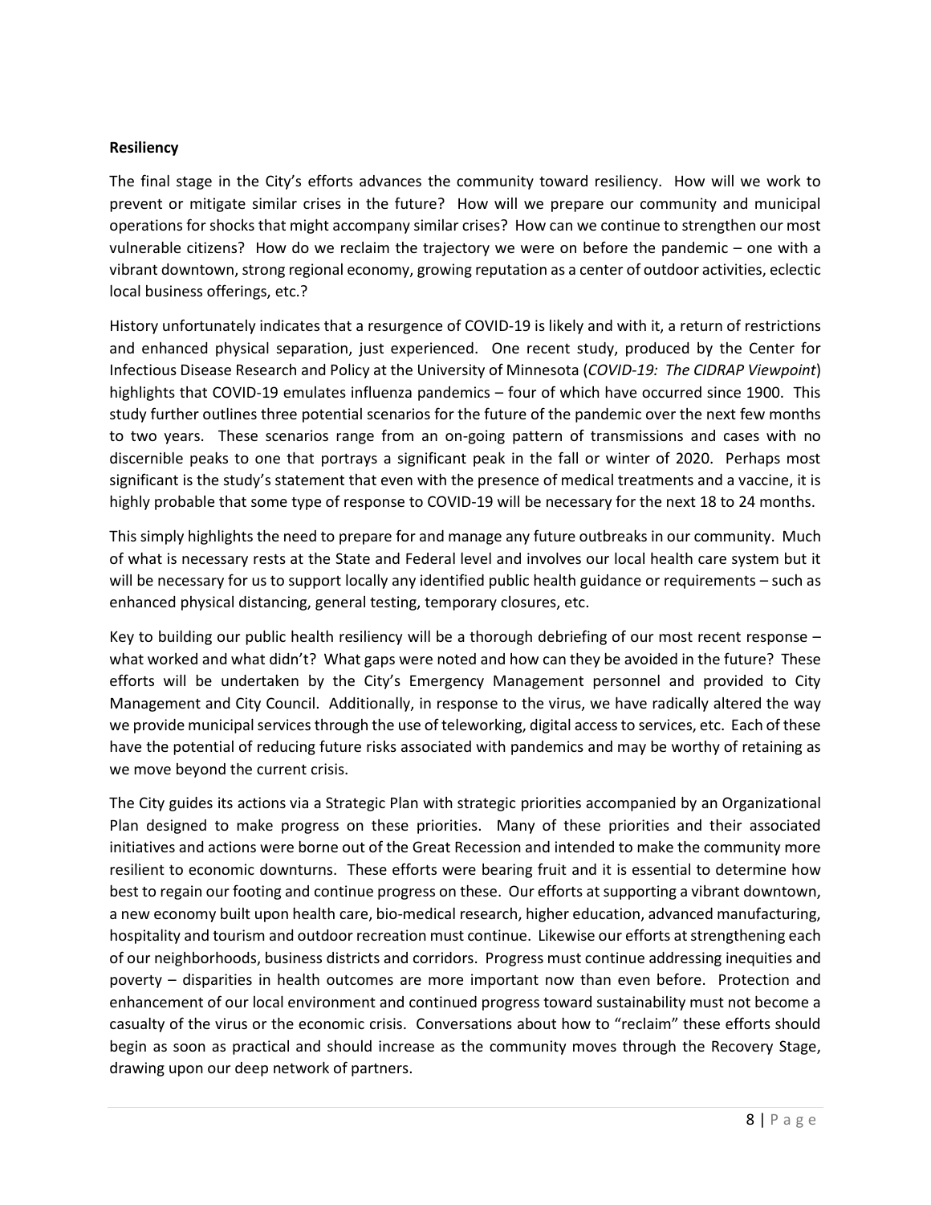**Resiliency**

The final stage in the City's efforts advances the community toward resiliency. How will we work to prevent or mitigate similar crises in the future? How will we prepare our community and municipal operations for shocks that might accompany similar crises? How can we continue to strengthen our most vulnerable citizens? How do we reclaim the trajectory we were on before the pandemic – one with a vibrant downtown, strong regional economy, growing reputation as a center of outdoor activities, eclectic local business offerings, etc.?

History unfortunately indicates that a resurgence of COVID-19 is likely and with it, a return of restrictions and enhanced physical separation, just experienced. One recent study, produced by the Center for Infectious Disease Research and Policy at the University of Minnesota (*COVID-19: The CIDRAP Viewpoint*) highlights that COVID-19 emulates influenza pandemics – four of which have occurred since 1900. This study further outlines three potential scenarios for the future of the pandemic over the next few months to two years. These scenarios range from an on-going pattern of transmissions and cases with no discernible peaks to one that portrays a significant peak in the fall or winter of 2020. Perhaps most significant is the study's statement that even with the presence of medical treatments and a vaccine, it is highly probable that some type of response to COVID-19 will be necessary for the next 18 to 24 months.

This simply highlights the need to prepare for and manage any future outbreaks in our community. Much of what is necessary rests at the State and Federal level and involves our local health care system but it will be necessary for us to support locally any identified public health guidance or requirements – such as enhanced physical distancing, general testing, temporary closures, etc.

Key to building our public health resiliency will be a thorough debriefing of our most recent response – what worked and what didn't? What gaps were noted and how can they be avoided in the future? These efforts will be undertaken by the City's Emergency Management personnel and provided to City Management and City Council. Additionally, in response to the virus, we have radically altered the way we provide municipal services through the use of teleworking, digital access to services, etc. Each of these have the potential of reducing future risks associated with pandemics and may be worthy of retaining as we move beyond the current crisis.

The City guides its actions via a Strategic Plan with strategic priorities accompanied by an Organizational Plan designed to make progress on these priorities. Many of these priorities and their associated initiatives and actions were borne out of the Great Recession and intended to make the community more resilient to economic downturns. These efforts were bearing fruit and it is essential to determine how best to regain our footing and continue progress on these. Our efforts at supporting a vibrant downtown, a new economy built upon health care, bio-medical research, higher education, advanced manufacturing, hospitality and tourism and outdoor recreation must continue. Likewise our efforts at strengthening each of our neighborhoods, business districts and corridors. Progress must continue addressing inequities and poverty – disparities in health outcomes are more important now than even before. Protection and enhancement of our local environment and continued progress toward sustainability must not become a casualty of the virus or the economic crisis. Conversations about how to "reclaim" these efforts should begin as soon as practical and should increase as the community moves through the Recovery Stage, drawing upon our deep network of partners.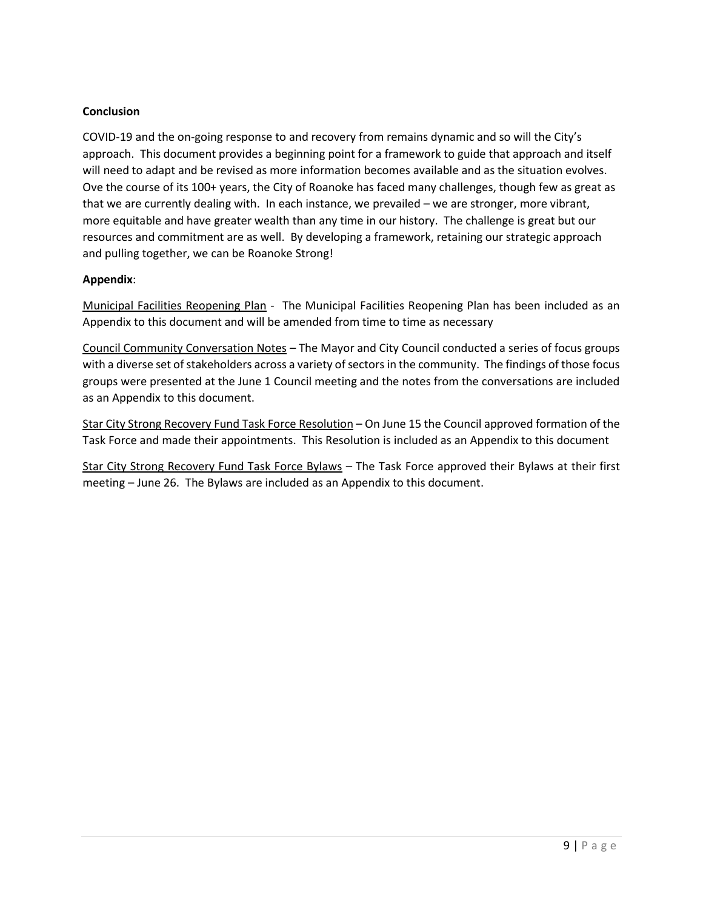**Conclusion**

COVID-19 and the on-going response to and recovery from remains dynamic and so will the City's approach. This document provides a beginning point for a framework to guide that approach and itself will need to adapt and be revised as more information becomes available and as the situation evolves. Ove the course of its 100+ years, the City of Roanoke has faced many challenges, though few as great as that we are currently dealing with. In each instance, we prevailed – we are stronger, more vibrant, more equitable and have greater wealth than any time in our history. The challenge is great but our resources and commitment are as well. By developing a framework, retaining our strategic approach and pulling together, we can be Roanoke Strong!

**Appendix**:

Municipal Facilities Reopening Plan - The Municipal Facilities Reopening Plan has been included as an Appendix to this document and will be amended from time to time as necessary

Council Community Conversation Notes – The Mayor and City Council conducted a series of focus groups with a diverse set of stakeholders across a variety of sectors in the community. The findings of those focus groups were presented at the June 1 Council meeting and the notes from the conversations are included as an Appendix to this document.

Star City Strong Recovery Fund Task Force Resolution – On June 15 the Council approved formation of the Task Force and made their appointments. This Resolution is included as an Appendix to this document

Star City Strong Recovery Fund Task Force Bylaws – The Task Force approved their Bylaws at their first meeting – June 26. The Bylaws are included as an Appendix to this document.